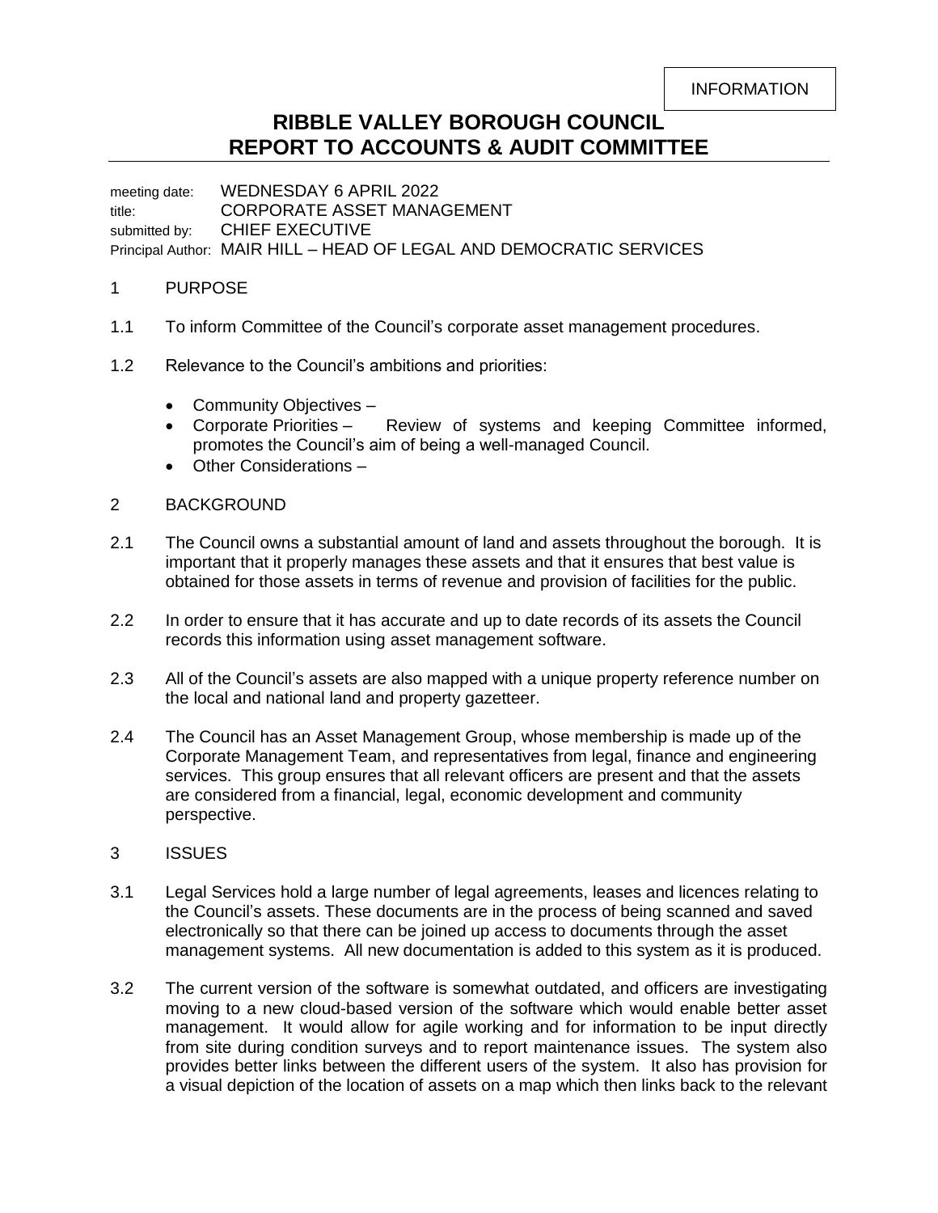INFORMATION

# RIBBLE VALLEY BOROUGH COUNCIL
# REPORT TO ACCOUNTS & AUDIT COMMITTEE

meeting date: WEDNESDAY 6 APRIL 2022
title: CORPORATE ASSET MANAGEMENT
submitted by: CHIEF EXECUTIVE
Principal Author: MAIR HILL – HEAD OF LEGAL AND DEMOCRATIC SERVICES

## 1 PURPOSE

1.1 To inform Committee of the Council's corporate asset management procedures.

1.2 Relevance to the Council's ambitions and priorities:

- Community Objectives –
- Corporate Priorities – Review of systems and keeping Committee informed, promotes the Council's aim of being a well-managed Council.
- Other Considerations –

## 2 BACKGROUND

2.1 The Council owns a substantial amount of land and assets throughout the borough. It is important that it properly manages these assets and that it ensures that best value is obtained for those assets in terms of revenue and provision of facilities for the public.

2.2 In order to ensure that it has accurate and up to date records of its assets the Council records this information using asset management software.

2.3 All of the Council's assets are also mapped with a unique property reference number on the local and national land and property gazetteer.

2.4 The Council has an Asset Management Group, whose membership is made up of the Corporate Management Team, and representatives from legal, finance and engineering services. This group ensures that all relevant officers are present and that the assets are considered from a financial, legal, economic development and community perspective.

## 3 ISSUES

3.1 Legal Services hold a large number of legal agreements, leases and licences relating to the Council's assets. These documents are in the process of being scanned and saved electronically so that there can be joined up access to documents through the asset management systems. All new documentation is added to this system as it is produced.

3.2 The current version of the software is somewhat outdated, and officers are investigating moving to a new cloud-based version of the software which would enable better asset management. It would allow for agile working and for information to be input directly from site during condition surveys and to report maintenance issues. The system also provides better links between the different users of the system. It also has provision for a visual depiction of the location of assets on a map which then links back to the relevant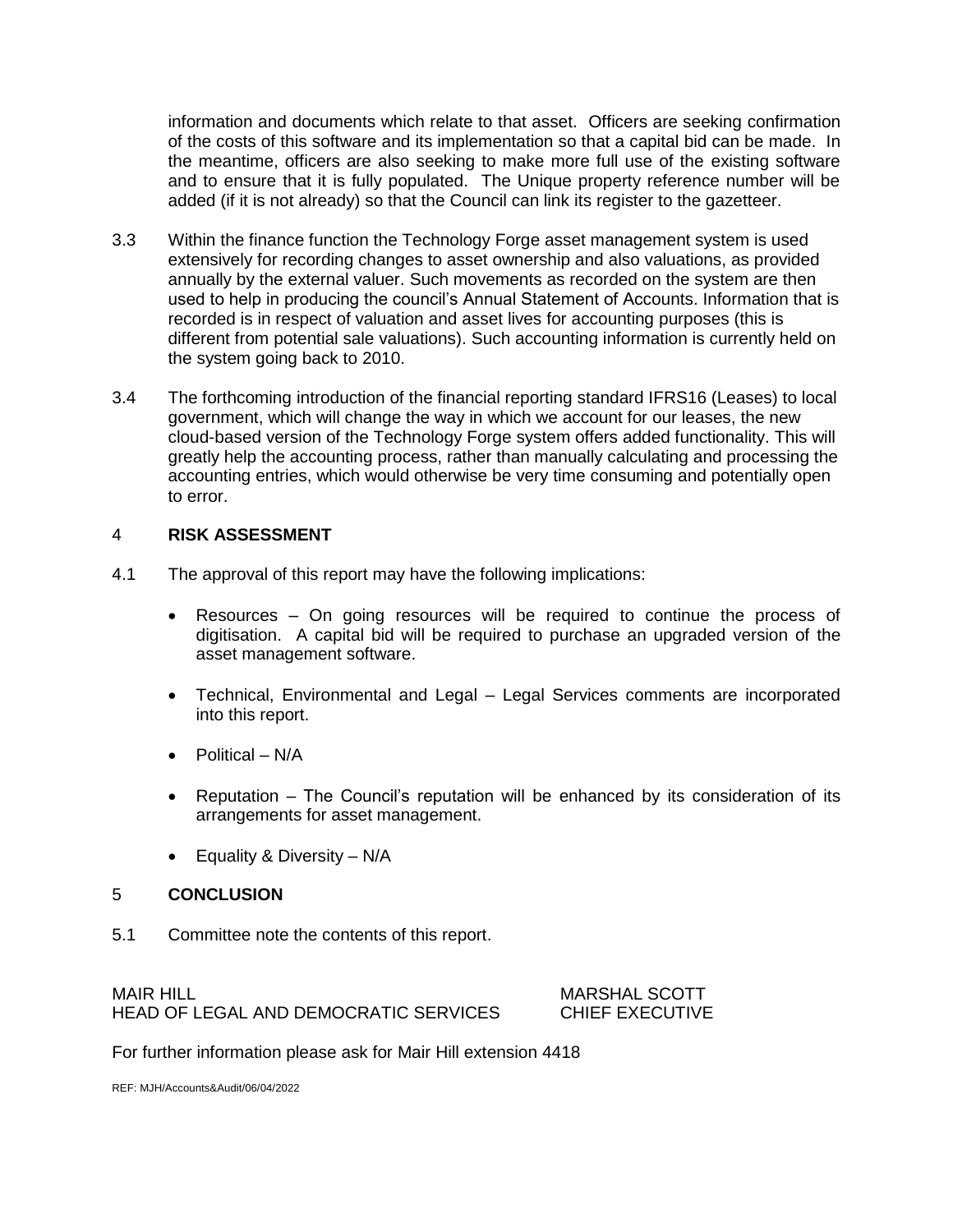information and documents which relate to that asset. Officers are seeking confirmation of the costs of this software and its implementation so that a capital bid can be made. In the meantime, officers are also seeking to make more full use of the existing software and to ensure that it is fully populated. The Unique property reference number will be added (if it is not already) so that the Council can link its register to the gazetteer.

3.3 Within the finance function the Technology Forge asset management system is used extensively for recording changes to asset ownership and also valuations, as provided annually by the external valuer. Such movements as recorded on the system are then used to help in producing the council's Annual Statement of Accounts. Information that is recorded is in respect of valuation and asset lives for accounting purposes (this is different from potential sale valuations). Such accounting information is currently held on the system going back to 2010.

3.4 The forthcoming introduction of the financial reporting standard IFRS16 (Leases) to local government, which will change the way in which we account for our leases, the new cloud-based version of the Technology Forge system offers added functionality. This will greatly help the accounting process, rather than manually calculating and processing the accounting entries, which would otherwise be very time consuming and potentially open to error.

## 4 RISK ASSESSMENT

4.1 The approval of this report may have the following implications:

- Resources – On going resources will be required to continue the process of digitisation. A capital bid will be required to purchase an upgraded version of the asset management software.
- Technical, Environmental and Legal – Legal Services comments are incorporated into this report.
- Political – N/A
- Reputation – The Council's reputation will be enhanced by its consideration of its arrangements for asset management.
- Equality & Diversity – N/A

## 5 CONCLUSION

5.1 Committee note the contents of this report.

MAIR HILL
HEAD OF LEGAL AND DEMOCRATIC SERVICES

MARSHAL SCOTT
CHIEF EXECUTIVE

For further information please ask for Mair Hill extension 4418

REF: MJH/Accounts&Audit/06/04/2022